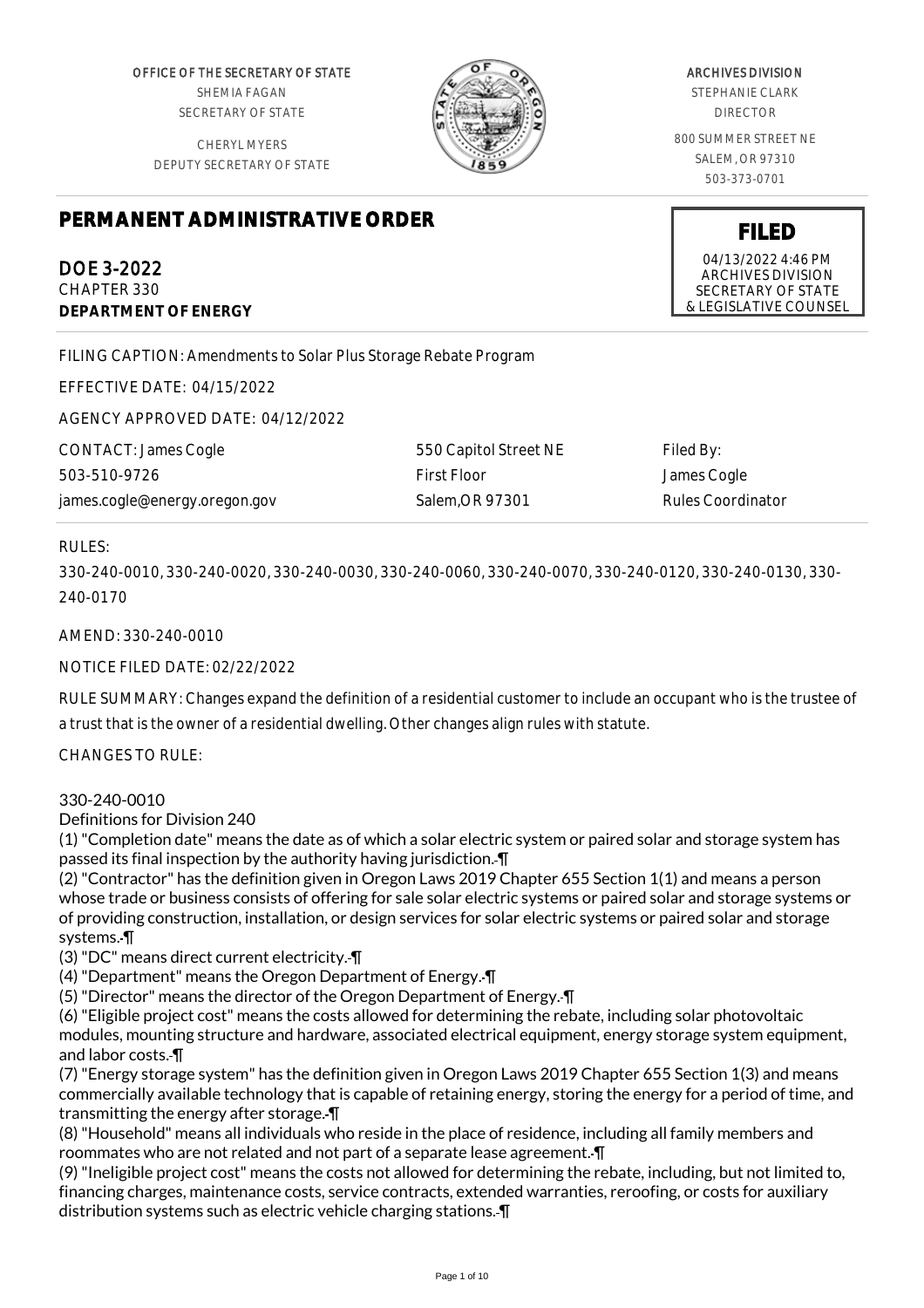OFFICE OF THE SECRETARY STATE
SHEMIA FAGAN
SECRETARY OF STATE

CHERYL MYERS
DEPUTY SECRETARY OF STATE

ARCHIVES DIVISION
STEPHANIE CLARK
DIRECTOR

800 SUMMER STREET NE
SALEM, OR 97310
503-373-0701

# PERMANENT ADMINISTRATIVE ORDER

**FILED**
04/13/2022 4:46 PM
ARCHIVES DIVISION
SECRETARY OF STATE
& LEGISLATIVE COUNSEL

DOE 3-2022
CHAPTER 330
**DEPARTMENT OF ENERGY**

FILING CAPTION: Amendments to Solar Plus Storage Rebate Program

EFFECTIVE DATE: 04/15/2022

AGENCY APPROVED DATE: 04/12/2022

CONTACT: James Cogle
503-510-9726
james.cogle@energy.oregon.gov

550 Capitol Street NE
First Floor
Salem,OR 97301

Filed By:
James Cogle
Rules Coordinator

RULES:

330-240-0010, 330-240-0020, 330-240-0030, 330-240-0060, 330-240-0070, 330-240-0120, 330-240-0130, 330-240-0170

AMEND: 330-240-0010

NOTICE FILED DATE: 02/22/2022

RULE SUMMARY: Changes expand the definition of a residential customer to include an occupant who is the trustee of a trust that is the owner of a residential dwelling. Other changes align rules with statute.

CHANGES TO RULE:

330-240-0010
Definitions for Division 240
(1) "Completion date" means the date as of which a solar electric system or paired solar and storage system has passed its final inspection by the authority having jurisdiction. ¶
(2) "Contractor" has the definition given in Oregon Laws 2019 Chapter 655 Section 1(1) and means a person whose trade or business consists of offering for sale solar electric systems or paired solar and storage systems or of providing construction, installation, or design services for solar electric systems or paired solar and storage systems. ¶
(3) "DC" means direct current electricity. ¶
(4) "Department" means the Oregon Department of Energy. ¶
(5) "Director" means the director of the Oregon Department of Energy. ¶
(6) "Eligible project cost" means the costs allowed for determining the rebate, including solar photovoltaic modules, mounting structure and hardware, associated electrical equipment, energy storage system equipment, and labor costs. ¶
(7) "Energy storage system" has the definition given in Oregon Laws 2019 Chapter 655 Section 1(3) and means commercially available technology that is capable of retaining energy, storing the energy for a period of time, and transmitting the energy after storage. ¶
(8) "Household" means all individuals who reside in the place of residence, including all family members and roommates who are not related and not part of a separate lease agreement. ¶
(9) "Ineligible project cost" means the costs not allowed for determining the rebate, including, but not limited to, financing charges, maintenance costs, service contracts, extended warranties, reroofing, or costs for auxiliary distribution systems such as electric vehicle charging stations. ¶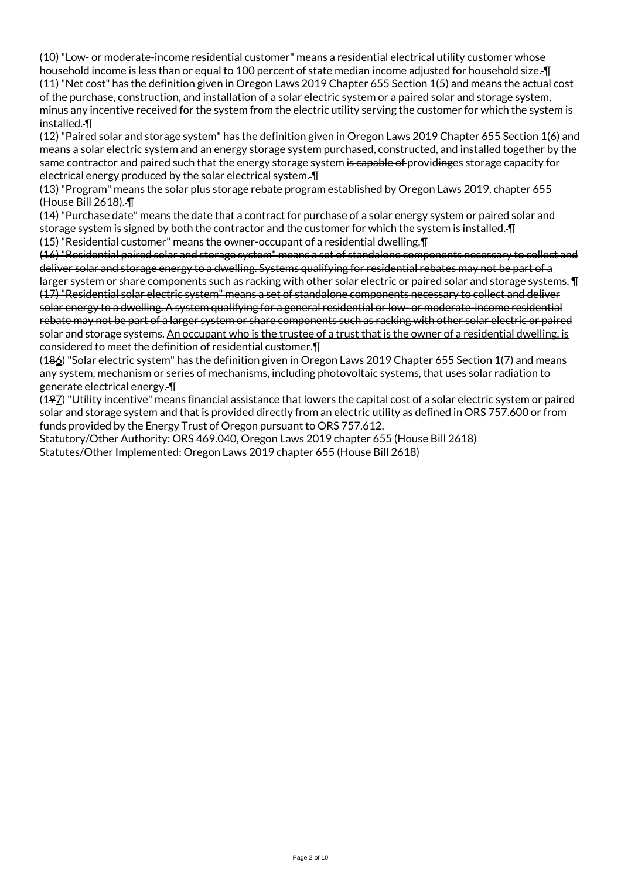(10) "Low- or moderate-income residential customer" means a residential electrical utility customer whose household income is less than or equal to 100 percent of state median income adjusted for household size. ¶
(11) "Net cost" has the definition given in Oregon Laws 2019 Chapter 655 Section 1(5) and means the actual cost of the purchase, construction, and installation of a solar electric system or a paired solar and storage system, minus any incentive received for the system from the electric utility serving the customer for which the system is installed. ¶
(12) "Paired solar and storage system" has the definition given in Oregon Laws 2019 Chapter 655 Section 1(6) and means a solar electric system and an energy storage system purchased, constructed, and installed together by the same contractor and paired such that the energy storage system ~~is capable of~~ provid~~ing~~es storage capacity for electrical energy produced by the solar electrical system. ¶
(13) "Program" means the solar plus storage rebate program established by Oregon Laws 2019, chapter 655 (House Bill 2618). ¶
(14) "Purchase date" means the date that a contract for purchase of a solar energy system or paired solar and storage system is signed by both the contractor and the customer for which the system is installed. ¶
(15) "Residential customer" means the owner-occupant of a residential dwelling.~~¶~~
~~(16) "Residential paired solar and storage system" means a set of standalone components necessary to collect and deliver solar and storage energy to a dwelling. Systems qualifying for residential rebates may not be part of a larger system or share components such as racking with other solar electric or paired solar and storage systems. ¶~~
~~(17) "Residential solar electric system" means a set of standalone components necessary to collect and deliver solar energy to a dwelling. A system qualifying for a general residential or low- or moderate-income residential rebate may not be part of a larger system or share components such as racking with other solar electric or paired solar and storage systems.~~ An occupant who is the trustee of a trust that is the owner of a residential dwelling, is considered to meet the definition of residential customer.¶
(1~~8~~6) "Solar electric system" has the definition given in Oregon Laws 2019 Chapter 655 Section 1(7) and means any system, mechanism or series of mechanisms, including photovoltaic systems, that uses solar radiation to generate electrical energy. ¶
(1~~9~~7) "Utility incentive" means financial assistance that lowers the capital cost of a solar electric system or paired solar and storage system and that is provided directly from an electric utility as defined in ORS 757.600 or from funds provided by the Energy Trust of Oregon pursuant to ORS 757.612.
Statutory/Other Authority: ORS 469.040, Oregon Laws 2019 chapter 655 (House Bill 2618)
Statutes/Other Implemented: Oregon Laws 2019 chapter 655 (House Bill 2618)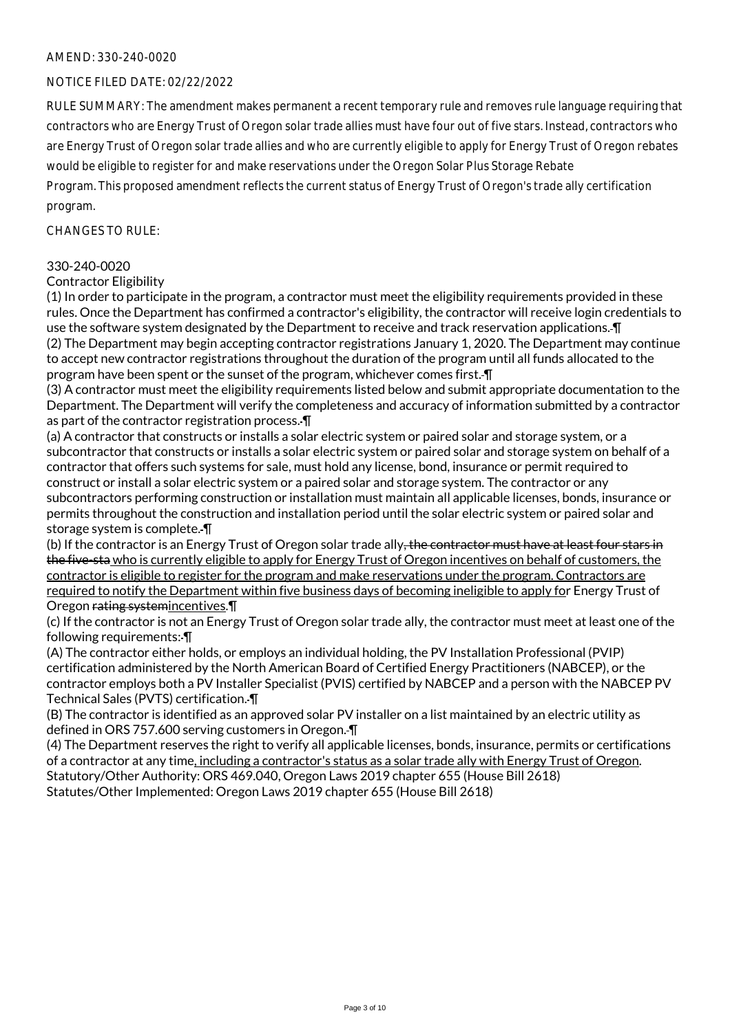AMEND: 330-240-0020

NOTICE FILED DATE: 02/22/2022

RULE SUMMARY: The amendment makes permanent a recent temporary rule and removes rule language requiring that contractors who are Energy Trust of Oregon solar trade allies must have four out of five stars. Instead, contractors who are Energy Trust of Oregon solar trade allies and who are currently eligible to apply for Energy Trust of Oregon rebates would be eligible to register for and make reservations under the Oregon Solar Plus Storage Rebate Program. This proposed amendment reflects the current status of Energy Trust of Oregon's trade ally certification program.

CHANGES TO RULE:

330-240-0020
Contractor Eligibility

(1) In order to participate in the program, a contractor must meet the eligibility requirements provided in these rules. Once the Department has confirmed a contractor's eligibility, the contractor will receive login credentials to use the software system designated by the Department to receive and track reservation applications. ¶
(2) The Department may begin accepting contractor registrations January 1, 2020. The Department may continue to accept new contractor registrations throughout the duration of the program until all funds allocated to the program have been spent or the sunset of the program, whichever comes first. ¶
(3) A contractor must meet the eligibility requirements listed below and submit appropriate documentation to the Department. The Department will verify the completeness and accuracy of information submitted by a contractor as part of the contractor registration process. ¶
(a) A contractor that constructs or installs a solar electric system or paired solar and storage system, or a subcontractor that constructs or installs a solar electric system or paired solar and storage system on behalf of a contractor that offers such systems for sale, must hold any license, bond, insurance or permit required to construct or install a solar electric system or a paired solar and storage system. The contractor or any subcontractors performing construction or installation must maintain all applicable licenses, bonds, insurance or permits throughout the construction and installation period until the solar electric system or paired solar and storage system is complete. ¶
(b) If the contractor is an Energy Trust of Oregon solar trade ally~~, the contractor must have at least four stars in the five-sta~~ who is currently eligible to apply for Energy Trust of Oregon incentives on behalf of customers, the contractor is eligible to register for the program and make reservations under the program. Contractors are required to notify the Department within five business days of becoming ineligible to apply for Energy Trust of Oregon ~~rating system~~incentives.¶
(c) If the contractor is not an Energy Trust of Oregon solar trade ally, the contractor must meet at least one of the following requirements: ¶
(A) The contractor either holds, or employs an individual holding, the PV Installation Professional (PVIP) certification administered by the North American Board of Certified Energy Practitioners (NABCEP), or the contractor employs both a PV Installer Specialist (PVIS) certified by NABCEP and a person with the NABCEP PV Technical Sales (PVTS) certification. ¶
(B) The contractor is identified as an approved solar PV installer on a list maintained by an electric utility as defined in ORS 757.600 serving customers in Oregon. ¶
(4) The Department reserves the right to verify all applicable licenses, bonds, insurance, permits or certifications of a contractor at any time, including a contractor's status as a solar trade ally with Energy Trust of Oregon.
Statutory/Other Authority: ORS 469.040, Oregon Laws 2019 chapter 655 (House Bill 2618)
Statutes/Other Implemented: Oregon Laws 2019 chapter 655 (House Bill 2618)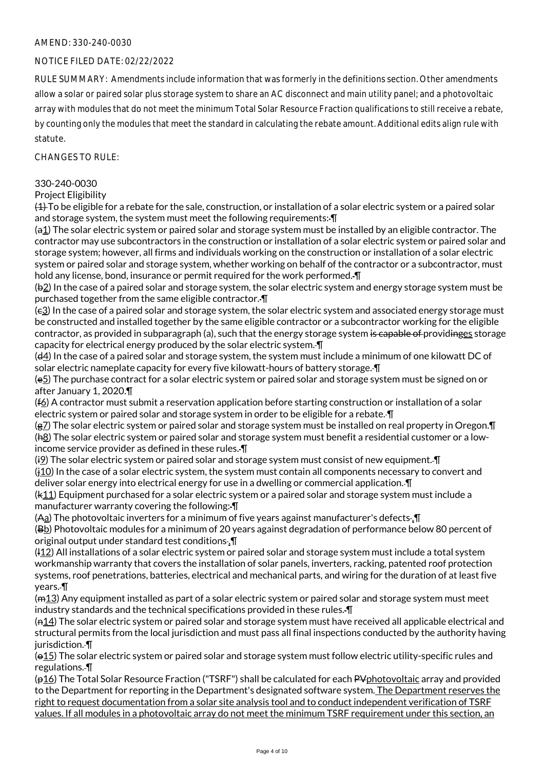AMEND: 330-240-0030

NOTICE FILED DATE: 02/22/2022

RULE SUMMARY: Amendments include information that was formerly in the definitions section. Other amendments allow a solar or paired solar plus storage system to share an AC disconnect and main utility panel; and a photovoltaic array with modules that do not meet the minimum Total Solar Resource Fraction qualifications to still receive a rebate, by counting only the modules that meet the standard in calculating the rebate amount. Additional edits align rule with statute.

CHANGES TO RULE:

330-240-0030
Project Eligibility

~~(1)~~ To be eligible for a rebate for the sale, construction, or installation of a solar electric system or a paired solar and storage system, the system must meet the following requirements:~~-~~¶

(~~a~~1) The solar electric system or paired solar and storage system must be installed by an eligible contractor. The contractor may use subcontractors in the construction or installation of a solar electric system or paired solar and storage system; however, all firms and individuals working on the construction or installation of a solar electric system or paired solar and storage system, whether working on behalf of the contractor or a subcontractor, must hold any license, bond, insurance or permit required for the work performed.~~-~~¶

(~~b~~2) In the case of a paired solar and storage system, the solar electric system and energy storage system must be purchased together from the same eligible contractor.~~-~~¶

(~~c~~3) In the case of a paired solar and storage system, the solar electric system and associated energy storage must be constructed and installed together by the same eligible contractor or a subcontractor working for the eligible contractor, as provided in subparagraph (a), such that the energy storage system ~~is capable of~~ providinges storage capacity for electrical energy produced by the solar electric system.~~-~~¶

(~~d~~4) In the case of a paired solar and storage system, the system must include a minimum of one kilowatt DC of solar electric nameplate capacity for every five kilowatt-hours of battery storage.~~-~~¶

(~~e~~5) The purchase contract for a solar electric system or paired solar and storage system must be signed on or after January 1, 2020.¶

(~~f~~6) A contractor must submit a reservation application before starting construction or installation of a solar electric system or paired solar and storage system in order to be eligible for a rebate.~~-~~¶

(~~g~~7) The solar electric system or paired solar and storage system must be installed on real property in Oregon.¶

(~~h~~8) The solar electric system or paired solar and storage system must benefit a residential customer or a low-income service provider as defined in these rules.~~-~~¶

(~~i~~9) The solar electric system or paired solar and storage system must consist of new equipment.~~-~~¶

(~~j~~10) In the case of a solar electric system, the system must contain all components necessary to convert and deliver solar energy into electrical energy for use in a dwelling or commercial application.~~-~~¶

(~~k~~11) Equipment purchased for a solar electric system or a paired solar and storage system must include a manufacturer warranty covering the following:~~-~~¶

(~~A~~a) The photovoltaic inverters for a minimum of five years against manufacturer's defects~~-~~.¶

(~~B~~b) Photovoltaic modules for a minimum of 20 years against degradation of performance below 80 percent of original output under standard test conditions~~-~~.¶

(~~l~~12) All installations of a solar electric system or paired solar and storage system must include a total system workmanship warranty that covers the installation of solar panels, inverters, racking, patented roof protection systems, roof penetrations, batteries, electrical and mechanical parts, and wiring for the duration of at least five years.~~-~~¶

(~~m~~13) Any equipment installed as part of a solar electric system or paired solar and storage system must meet industry standards and the technical specifications provided in these rules.~~-~~¶

(~~n~~14) The solar electric system or paired solar and storage system must have received all applicable electrical and structural permits from the local jurisdiction and must pass all final inspections conducted by the authority having jurisdiction.~~-~~¶

(~~o~~15) The solar electric system or paired solar and storage system must follow electric utility-specific rules and regulations.~~-~~¶

(~~p~~16) The Total Solar Resource Fraction ("TSRF") shall be calculated for each ~~PV~~photovoltaic array and provided to the Department for reporting in the Department's designated software system. The Department reserves the right to request documentation from a solar site analysis tool and to conduct independent verification of TSRF values. If all modules in a photovoltaic array do not meet the minimum TSRF requirement under this section, an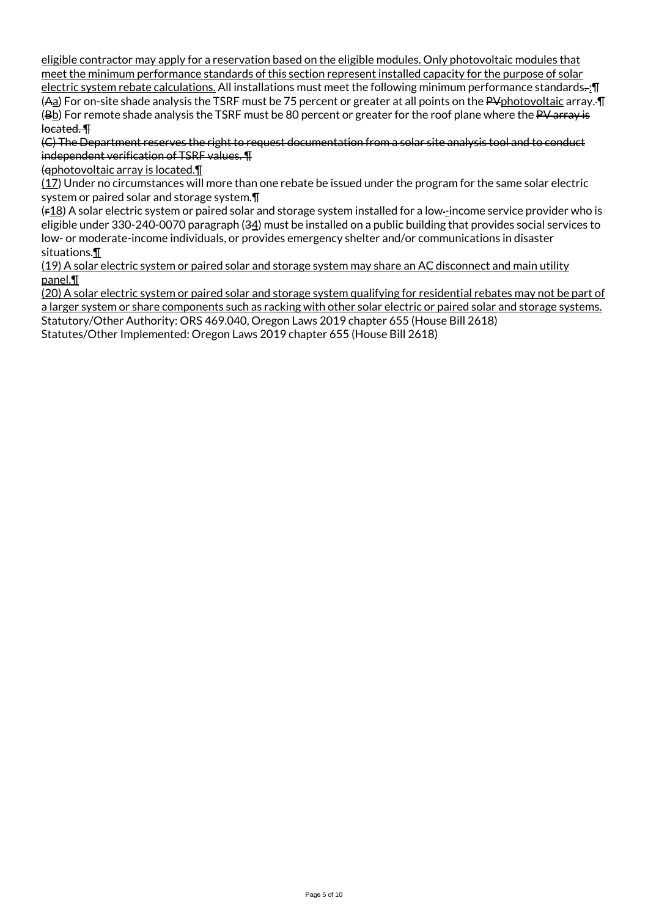eligible contractor may apply for a reservation based on the eligible modules. Only photovoltaic modules that meet the minimum performance standards of this section represent installed capacity for the purpose of solar electric system rebate calculations. All installations must meet the following minimum performance standards~~.~~:¶
(~~A~~a) For on-site shade analysis the TSRF must be 75 percent or greater at all points on the ~~PV~~photovoltaic array.¶
(~~B~~b) For remote shade analysis the TSRF must be 80 percent or greater for the roof plane where the ~~PV array is located. ¶~~
~~(C) The Department reserves the right to request documentation from a solar site analysis tool and to conduct independent verification of TSRF values. ¶~~
~~(q~~photovoltaic array is located.¶
(17) Under no circumstances will more than one rebate be issued under the program for the same solar electric system or paired solar and storage system.¶
(~~r~~18) A solar electric system or paired solar and storage system installed for a low~~-~~-income service provider who is eligible under 330-240-0070 paragraph (~~3~~4) must be installed on a public building that provides social services to low- or moderate-income individuals, or provides emergency shelter and/or communications in disaster situations.¶
(19) A solar electric system or paired solar and storage system may share an AC disconnect and main utility panel.¶
(20) A solar electric system or paired solar and storage system qualifying for residential rebates may not be part of a larger system or share components such as racking with other solar electric or paired solar and storage systems.
Statutory/Other Authority: ORS 469.040, Oregon Laws 2019 chapter 655 (House Bill 2618)
Statutes/Other Implemented: Oregon Laws 2019 chapter 655 (House Bill 2618)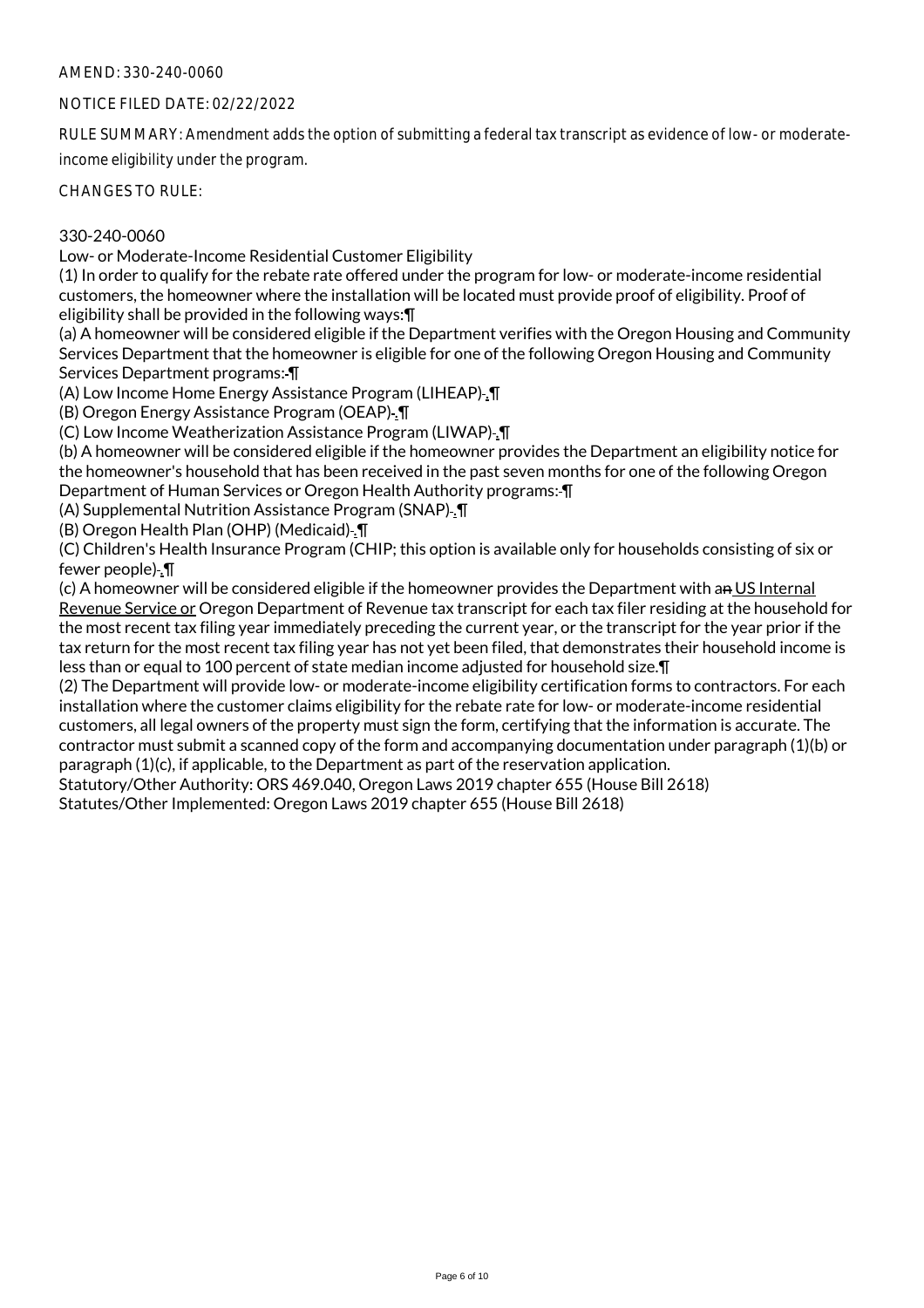AMEND: 330-240-0060

NOTICE FILED DATE: 02/22/2022

RULE SUMMARY: Amendment adds the option of submitting a federal tax transcript as evidence of low- or moderate-income eligibility under the program.

CHANGES TO RULE:

330-240-0060
Low- or Moderate-Income Residential Customer Eligibility

(1) In order to qualify for the rebate rate offered under the program for low- or moderate-income residential customers, the homeowner where the installation will be located must provide proof of eligibility. Proof of eligibility shall be provided in the following ways:¶

(a) A homeowner will be considered eligible if the Department verifies with the Oregon Housing and Community Services Department that the homeowner is eligible for one of the following Oregon Housing and Community Services Department programs:-¶

(A) Low Income Home Energy Assistance Program (LIHEAP)-.¶

(B) Oregon Energy Assistance Program (OEAP)-.¶

(C) Low Income Weatherization Assistance Program (LIWAP)-.¶

(b) A homeowner will be considered eligible if the homeowner provides the Department an eligibility notice for the homeowner's household that has been received in the past seven months for one of the following Oregon Department of Human Services or Oregon Health Authority programs:-¶

(A) Supplemental Nutrition Assistance Program (SNAP)-.¶

(B) Oregon Health Plan (OHP) (Medicaid)-.¶

(C) Children's Health Insurance Program (CHIP; this option is available only for households consisting of six or fewer people)-.¶

(c) A homeowner will be considered eligible if the homeowner provides the Department with an US Internal Revenue Service or Oregon Department of Revenue tax transcript for each tax filer residing at the household for the most recent tax filing year immediately preceding the current year, or the transcript for the year prior if the tax return for the most recent tax filing year has not yet been filed, that demonstrates their household income is less than or equal to 100 percent of state median income adjusted for household size.¶

(2) The Department will provide low- or moderate-income eligibility certification forms to contractors. For each installation where the customer claims eligibility for the rebate rate for low- or moderate-income residential customers, all legal owners of the property must sign the form, certifying that the information is accurate. The contractor must submit a scanned copy of the form and accompanying documentation under paragraph (1)(b) or paragraph (1)(c), if applicable, to the Department as part of the reservation application.

Statutory/Other Authority: ORS 469.040, Oregon Laws 2019 chapter 655 (House Bill 2618)
Statutes/Other Implemented: Oregon Laws 2019 chapter 655 (House Bill 2618)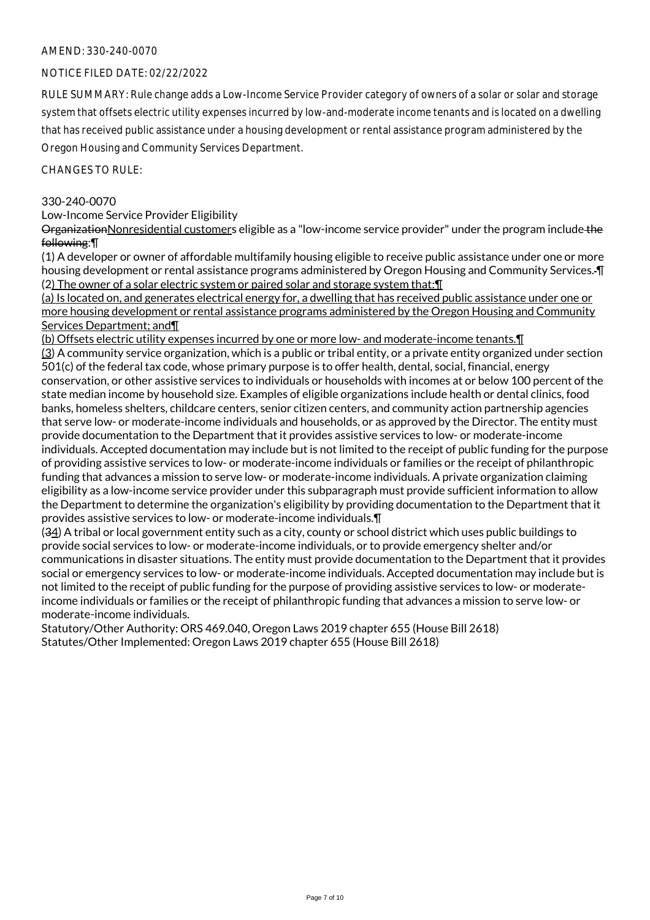AMEND: 330-240-0070

NOTICE FILED DATE: 02/22/2022

RULE SUMMARY: Rule change adds a Low-Income Service Provider category of owners of a solar or solar and storage system that offsets electric utility expenses incurred by low-and-moderate income tenants and is located on a dwelling that has received public assistance under a housing development or rental assistance program administered by the Oregon Housing and Community Services Department.

CHANGES TO RULE:

330-240-0070

Low-Income Service Provider Eligibility

~~Organization~~<u>Nonresidential customer</u>s eligible as a "low-income service provider" under the program include~~ the following~~:¶

(1) A developer or owner of affordable multifamily housing eligible to receive public assistance under one or more housing development or rental assistance programs administered by Oregon Housing and Community Services.~~-~~¶

(2<u>) The owner of a solar electric system or paired solar and storage system that:</u>¶

<u>(a) Is located on, and generates electrical energy for, a dwelling that has received public assistance under one or more housing development or rental assistance programs administered by the Oregon Housing and Community Services Department; and</u>¶

<u>(b) Offsets electric utility expenses incurred by one or more low- and moderate-income tenants.</u>¶

<u>(3</u>) A community service organization, which is a public or tribal entity, or a private entity organized under section 501(c) of the federal tax code, whose primary purpose is to offer health, dental, social, financial, energy conservation, or other assistive services to individuals or households with incomes at or below 100 percent of the state median income by household size. Examples of eligible organizations include health or dental clinics, food banks, homeless shelters, childcare centers, senior citizen centers, and community action partnership agencies that serve low- or moderate-income individuals and households, or as approved by the Director. The entity must provide documentation to the Department that it provides assistive services to low- or moderate-income individuals. Accepted documentation may include but is not limited to the receipt of public funding for the purpose of providing assistive services to low- or moderate-income individuals or families or the receipt of philanthropic funding that advances a mission to serve low- or moderate-income individuals. A private organization claiming eligibility as a low-income service provider under this subparagraph must provide sufficient information to allow the Department to determine the organization's eligibility by providing documentation to the Department that it provides assistive services to low- or moderate-income individuals.¶

(~~3~~<u>4</u>) A tribal or local government entity such as a city, county or school district which uses public buildings to provide social services to low- or moderate-income individuals, or to provide emergency shelter and/or communications in disaster situations. The entity must provide documentation to the Department that it provides social or emergency services to low- or moderate-income individuals. Accepted documentation may include but is not limited to the receipt of public funding for the purpose of providing assistive services to low- or moderate-income individuals or families or the receipt of philanthropic funding that advances a mission to serve low- or moderate-income individuals.

Statutory/Other Authority: ORS 469.040, Oregon Laws 2019 chapter 655 (House Bill 2618)

Statutes/Other Implemented: Oregon Laws 2019 chapter 655 (House Bill 2618)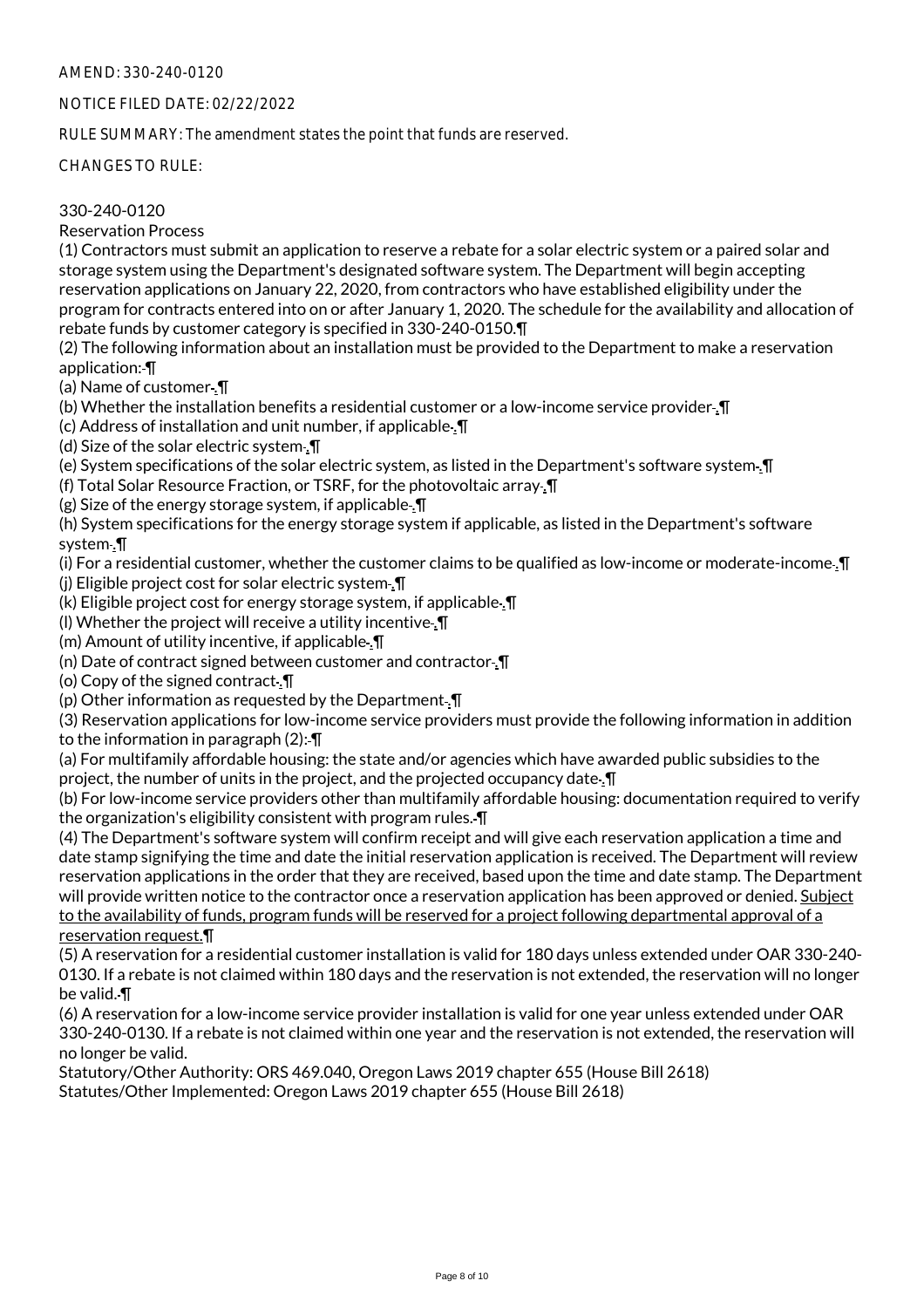AMEND: 330-240-0120

NOTICE FILED DATE: 02/22/2022

RULE SUMMARY: The amendment states the point that funds are reserved.

CHANGES TO RULE:

330-240-0120
Reservation Process

(1) Contractors must submit an application to reserve a rebate for a solar electric system or a paired solar and storage system using the Department's designated software system. The Department will begin accepting reservation applications on January 22, 2020, from contractors who have established eligibility under the program for contracts entered into on or after January 1, 2020. The schedule for the availability and allocation of rebate funds by customer category is specified in 330-240-0150.¶

(2) The following information about an installation must be provided to the Department to make a reservation application: ¶

(a) Name of customer-.¶

(b) Whether the installation benefits a residential customer or a low-income service provider-.¶

(c) Address of installation and unit number, if applicable-.¶

(d) Size of the solar electric system-.¶

(e) System specifications of the solar electric system, as listed in the Department's software system-.¶

(f) Total Solar Resource Fraction, or TSRF, for the photovoltaic array-.¶

(g) Size of the energy storage system, if applicable-.¶

(h) System specifications for the energy storage system if applicable, as listed in the Department's software system-.¶

(i) For a residential customer, whether the customer claims to be qualified as low-income or moderate-income-.¶

(j) Eligible project cost for solar electric system-.¶

(k) Eligible project cost for energy storage system, if applicable-.¶

(l) Whether the project will receive a utility incentive-.¶

(m) Amount of utility incentive, if applicable-.¶

(n) Date of contract signed between customer and contractor-.¶

(o) Copy of the signed contract-.¶

(p) Other information as requested by the Department-.¶

(3) Reservation applications for low-income service providers must provide the following information in addition to the information in paragraph (2): ¶

(a) For multifamily affordable housing: the state and/or agencies which have awarded public subsidies to the project, the number of units in the project, and the projected occupancy date-.¶

(b) For low-income service providers other than multifamily affordable housing: documentation required to verify the organization's eligibility consistent with program rules. ¶

(4) The Department's software system will confirm receipt and will give each reservation application a time and date stamp signifying the time and date the initial reservation application is received. The Department will review reservation applications in the order that they are received, based upon the time and date stamp. The Department will provide written notice to the contractor once a reservation application has been approved or denied. Subject to the availability of funds, program funds will be reserved for a project following departmental approval of a reservation request.¶

(5) A reservation for a residential customer installation is valid for 180 days unless extended under OAR 330-240-0130. If a rebate is not claimed within 180 days and the reservation is not extended, the reservation will no longer be valid. ¶

(6) A reservation for a low-income service provider installation is valid for one year unless extended under OAR 330-240-0130. If a rebate is not claimed within one year and the reservation is not extended, the reservation will no longer be valid.

Statutory/Other Authority: ORS 469.040, Oregon Laws 2019 chapter 655 (House Bill 2618)
Statutes/Other Implemented: Oregon Laws 2019 chapter 655 (House Bill 2618)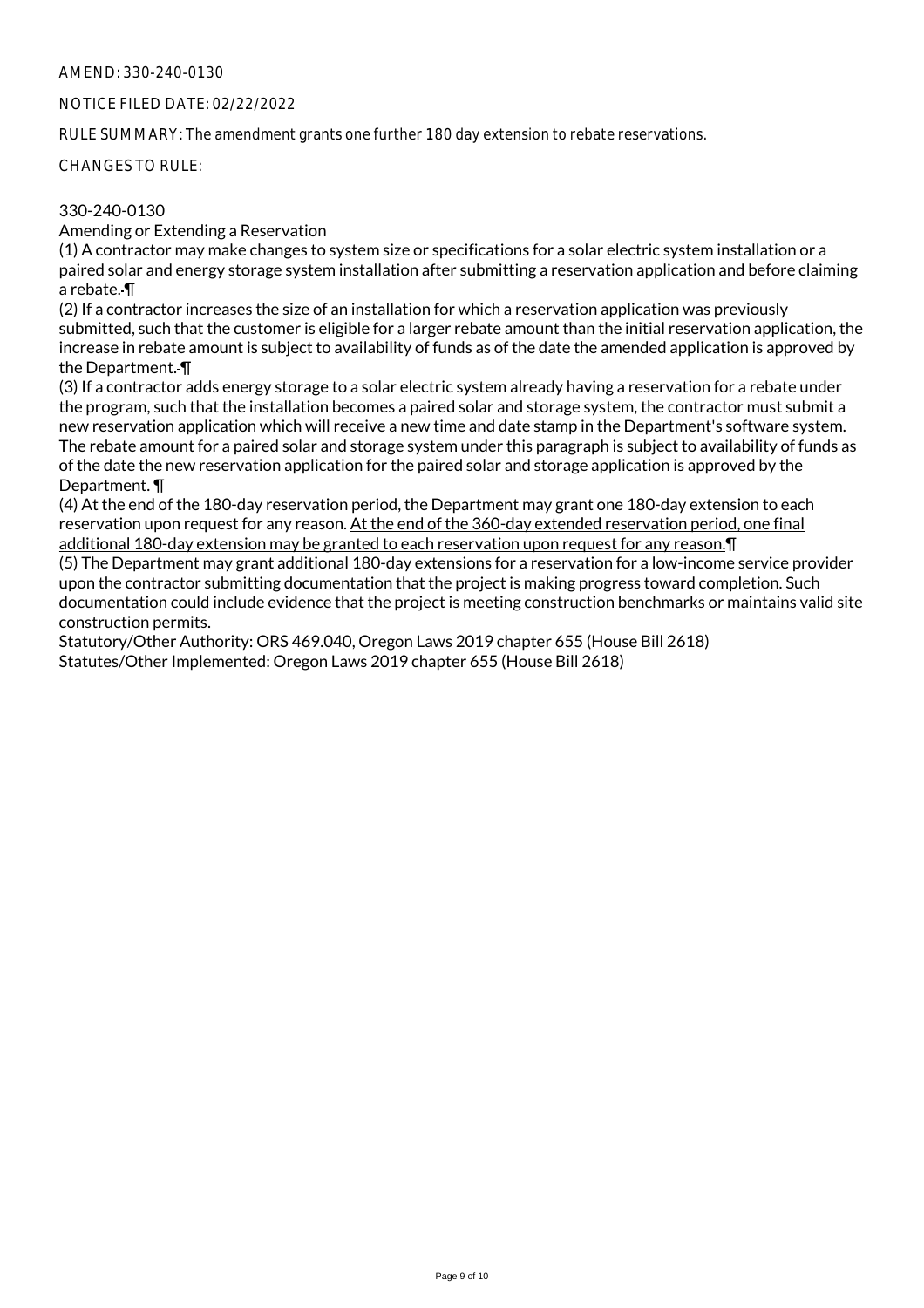AMEND: 330-240-0130

NOTICE FILED DATE: 02/22/2022

RULE SUMMARY: The amendment grants one further 180 day extension to rebate reservations.

CHANGES TO RULE:

330-240-0130
Amending or Extending a Reservation

(1) A contractor may make changes to system size or specifications for a solar electric system installation or a paired solar and energy storage system installation after submitting a reservation application and before claiming a rebate. ¶

(2) If a contractor increases the size of an installation for which a reservation application was previously submitted, such that the customer is eligible for a larger rebate amount than the initial reservation application, the increase in rebate amount is subject to availability of funds as of the date the amended application is approved by the Department. ¶

(3) If a contractor adds energy storage to a solar electric system already having a reservation for a rebate under the program, such that the installation becomes a paired solar and storage system, the contractor must submit a new reservation application which will receive a new time and date stamp in the Department's software system. The rebate amount for a paired solar and storage system under this paragraph is subject to availability of funds as of the date the new reservation application for the paired solar and storage application is approved by the Department. ¶

(4) At the end of the 180-day reservation period, the Department may grant one 180-day extension to each reservation upon request for any reason. <u>At the end of the 360-day extended reservation period, one final additional 180-day extension may be granted to each reservation upon request for any reason.</u>¶

(5) The Department may grant additional 180-day extensions for a reservation for a low-income service provider upon the contractor submitting documentation that the project is making progress toward completion. Such documentation could include evidence that the project is meeting construction benchmarks or maintains valid site construction permits.

Statutory/Other Authority: ORS 469.040, Oregon Laws 2019 chapter 655 (House Bill 2618)
Statutes/Other Implemented: Oregon Laws 2019 chapter 655 (House Bill 2618)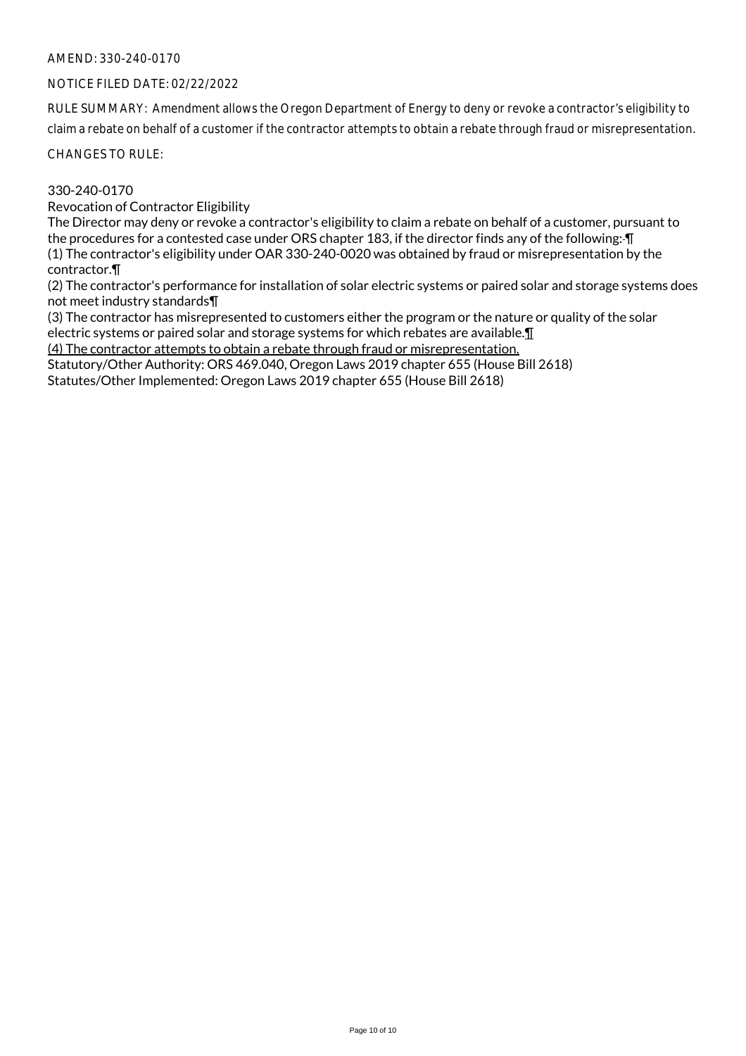AMEND: 330-240-0170

NOTICE FILED DATE: 02/22/2022

RULE SUMMARY: Amendment allows the Oregon Department of Energy to deny or revoke a contractor's eligibility to claim a rebate on behalf of a customer if the contractor attempts to obtain a rebate through fraud or misrepresentation.

CHANGES TO RULE:

330-240-0170
Revocation of Contractor Eligibility

The Director may deny or revoke a contractor's eligibility to claim a rebate on behalf of a customer, pursuant to the procedures for a contested case under ORS chapter 183, if the director finds any of the following: ¶
(1) The contractor's eligibility under OAR 330-240-0020 was obtained by fraud or misrepresentation by the contractor.¶
(2) The contractor's performance for installation of solar electric systems or paired solar and storage systems does not meet industry standards¶
(3) The contractor has misrepresented to customers either the program or the nature or quality of the solar electric systems or paired solar and storage systems for which rebates are available.¶
<u>(4) The contractor attempts to obtain a rebate through fraud or misrepresentation.</u>

Statutory/Other Authority: ORS 469.040, Oregon Laws 2019 chapter 655 (House Bill 2618)
Statutes/Other Implemented: Oregon Laws 2019 chapter 655 (House Bill 2618)